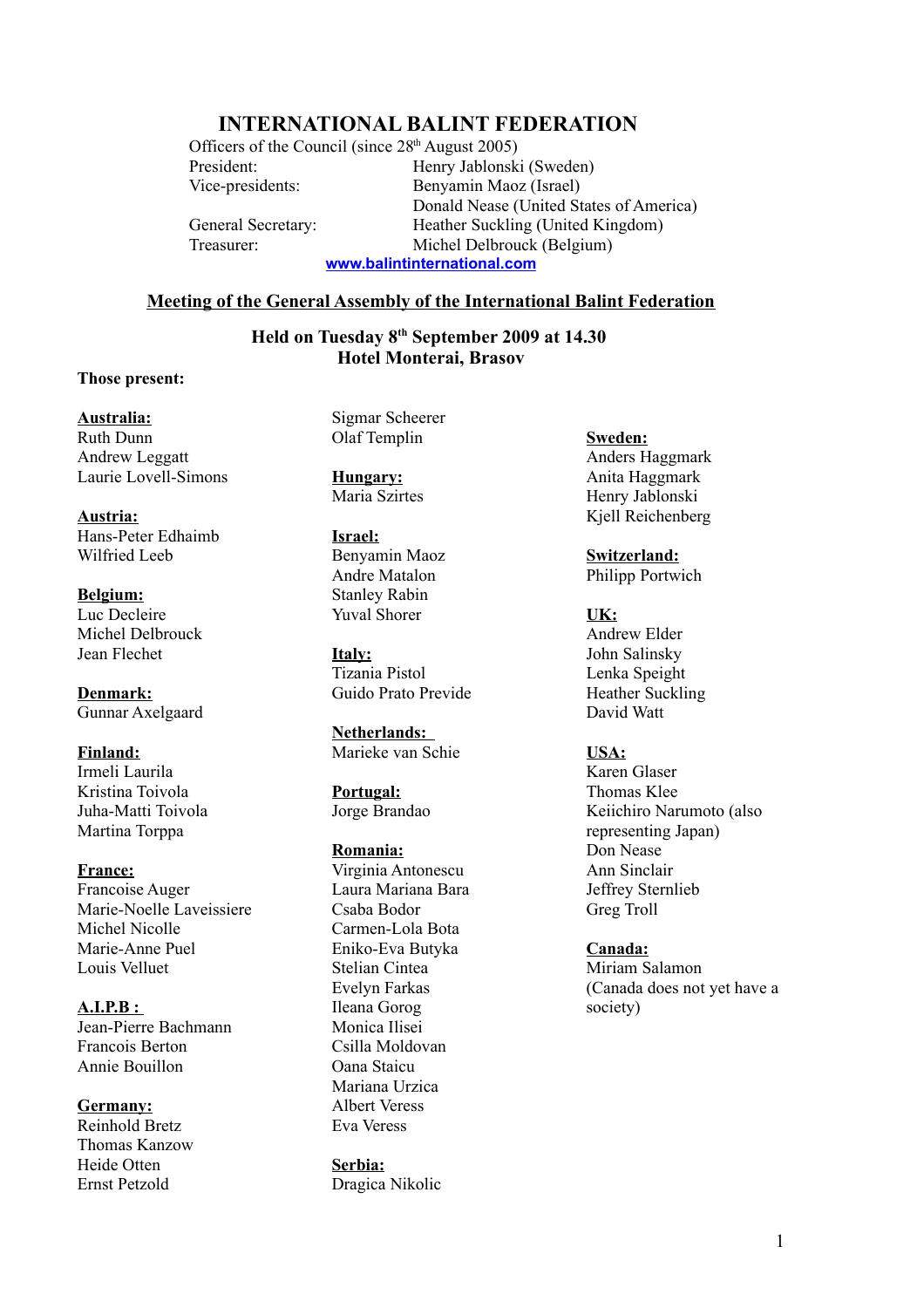# INTERNATIONAL BALINT FEDERATION

Officers of the Council (since 28th August 2005)

| | |
|---|---|
| President: | Henry Jablonski (Sweden) |
| Vice-presidents: | Benyamin Maoz (Israel) |
| | Donald Nease (United States of America) |
| General Secretary: | Heather Suckling (United Kingdom) |
| Treasurer: | Michel Delbrouck (Belgium) |

www.balintinternational.com

## Meeting of the General Assembly of the International Balint Federation

### Held on Tuesday 8th September 2009 at 14.30
### Hotel Monterai, Brasov

**Those present:**

**Australia:**
Ruth Dunn
Andrew Leggatt
Laurie Lovell-Simons

**Austria:**
Hans-Peter Edhaimb
Wilfried Leeb

**Belgium:**
Luc Decleire
Michel Delbrouck
Jean Flechet

**Denmark:**
Gunnar Axelgaard

**Finland:**
Irmeli Laurila
Kristina Toivola
Juha-Matti Toivola
Martina Torppa

**France:**
Francoise Auger
Marie-Noelle Laveissiere
Michel Nicolle
Marie-Anne Puel
Louis Velluet

**A.I.P.B :**
Jean-Pierre Bachmann
Francois Berton
Annie Bouillon

**Germany:**
Reinhold Bretz
Thomas Kanzow
Heide Otten
Ernst Petzold
Sigmar Scheerer
Olaf Templin

**Hungary:**
Maria Szirtes

**Israel:**
Benyamin Maoz
Andre Matalon
Stanley Rabin
Yuval Shorer

**Italy:**
Tizania Pistol
Guido Prato Previde

**Netherlands:**
Marieke van Schie

**Portugal:**
Jorge Brandao

**Romania:**
Virginia Antonescu
Laura Mariana Bara
Csaba Bodor
Carmen-Lola Bota
Eniko-Eva Butyka
Stelian Cintea
Evelyn Farkas
Ileana Gorog
Monica Ilisei
Csilla Moldovan
Oana Staicu
Mariana Urzica
Albert Veress
Eva Veress

**Serbia:**
Dragica Nikolic

**Sweden:**
Anders Haggmark
Anita Haggmark
Henry Jablonski
Kjell Reichenberg

**Switzerland:**
Philipp Portwich

**UK:**
Andrew Elder
John Salinsky
Lenka Speight
Heather Suckling
David Watt

**USA:**
Karen Glaser
Thomas Klee
Keiichiro Narumoto (also representing Japan)
Don Nease
Ann Sinclair
Jeffrey Sternlieb
Greg Troll

**Canada:**
Miriam Salamon
(Canada does not yet have a society)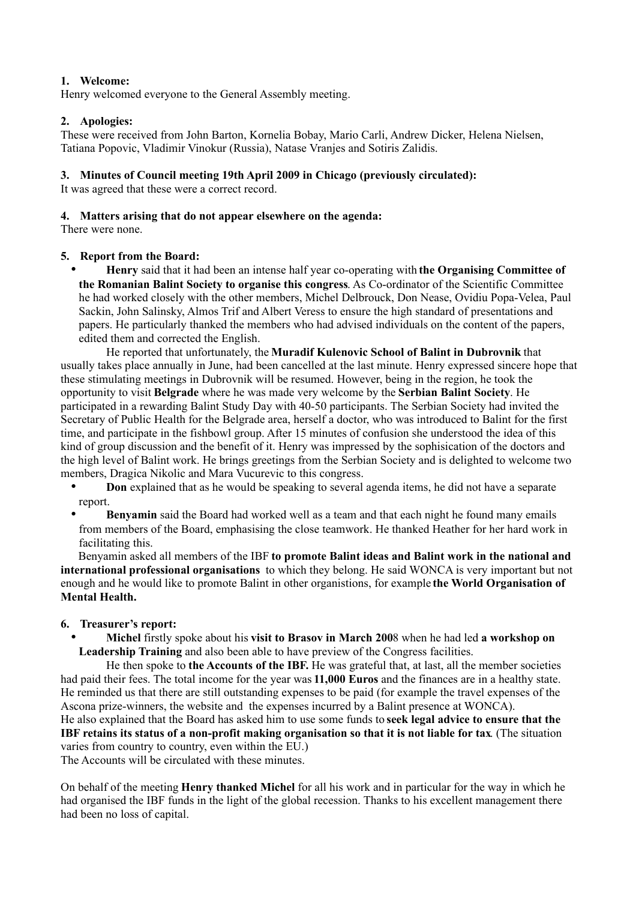**1. Welcome:**

Henry welcomed everyone to the General Assembly meeting.

**2. Apologies:**

These were received from John Barton, Kornelia Bobay, Mario Carli, Andrew Dicker, Helena Nielsen, Tatiana Popovic, Vladimir Vinokur (Russia), Natase Vranjes and Sotiris Zalidis.

**3. Minutes of Council meeting 19th April 2009 in Chicago (previously circulated):**

It was agreed that these were a correct record.

**4. Matters arising that do not appear elsewhere on the agenda:**

There were none.

**5. Report from the Board:**

- **Henry** said that it had been an intense half year co-operating with **the Organising Committee of the Romanian Balint Society to organise this congress**. As Co-ordinator of the Scientific Committee he had worked closely with the other members, Michel Delbrouck, Don Nease, Ovidiu Popa-Velea, Paul Sackin, John Salinsky, Almos Trif and Albert Veress to ensure the high standard of presentations and papers. He particularly thanked the members who had advised individuals on the content of the papers, edited them and corrected the English.

He reported that unfortunately, the **Muradif Kulenovic School of Balint in Dubrovnik** that usually takes place annually in June, had been cancelled at the last minute. Henry expressed sincere hope that these stimulating meetings in Dubrovnik will be resumed. However, being in the region, he took the opportunity to visit **Belgrade** where he was made very welcome by the **Serbian Balint Society**. He participated in a rewarding Balint Study Day with 40-50 participants. The Serbian Society had invited the Secretary of Public Health for the Belgrade area, herself a doctor, who was introduced to Balint for the first time, and participate in the fishbowl group. After 15 minutes of confusion she understood the idea of this kind of group discussion and the benefit of it. Henry was impressed by the sophisication of the doctors and the high level of Balint work. He brings greetings from the Serbian Society and is delighted to welcome two members, Dragica Nikolic and Mara Vucurevic to this congress.

- **Don** explained that as he would be speaking to several agenda items, he did not have a separate report.
- **Benyamin** said the Board had worked well as a team and that each night he found many emails from members of the Board, emphasising the close teamwork. He thanked Heather for her hard work in facilitating this.

Benyamin asked all members of the IBF **to promote Balint ideas and Balint work in the national and international professional organisations** to which they belong. He said WONCA is very important but not enough and he would like to promote Balint in other organistions, for example **the World Organisation of Mental Health.**

**6. Treasurer's report:**

- **Michel** firstly spoke about his **visit to Brasov in March 200**8 when he had led **a workshop on Leadership Training** and also been able to have preview of the Congress facilities.

He then spoke to **the Accounts of the IBF.** He was grateful that, at last, all the member societies had paid their fees. The total income for the year was **11,000 Euros** and the finances are in a healthy state. He reminded us that there are still outstanding expenses to be paid (for example the travel expenses of the Ascona prize-winners, the website and the expenses incurred by a Balint presence at WONCA).

He also explained that the Board has asked him to use some funds to **seek legal advice to ensure that the IBF retains its status of a non-profit making organisation so that it is not liable for tax**. (The situation varies from country to country, even within the EU.)

The Accounts will be circulated with these minutes.

On behalf of the meeting **Henry thanked Michel** for all his work and in particular for the way in which he had organised the IBF funds in the light of the global recession. Thanks to his excellent management there had been no loss of capital.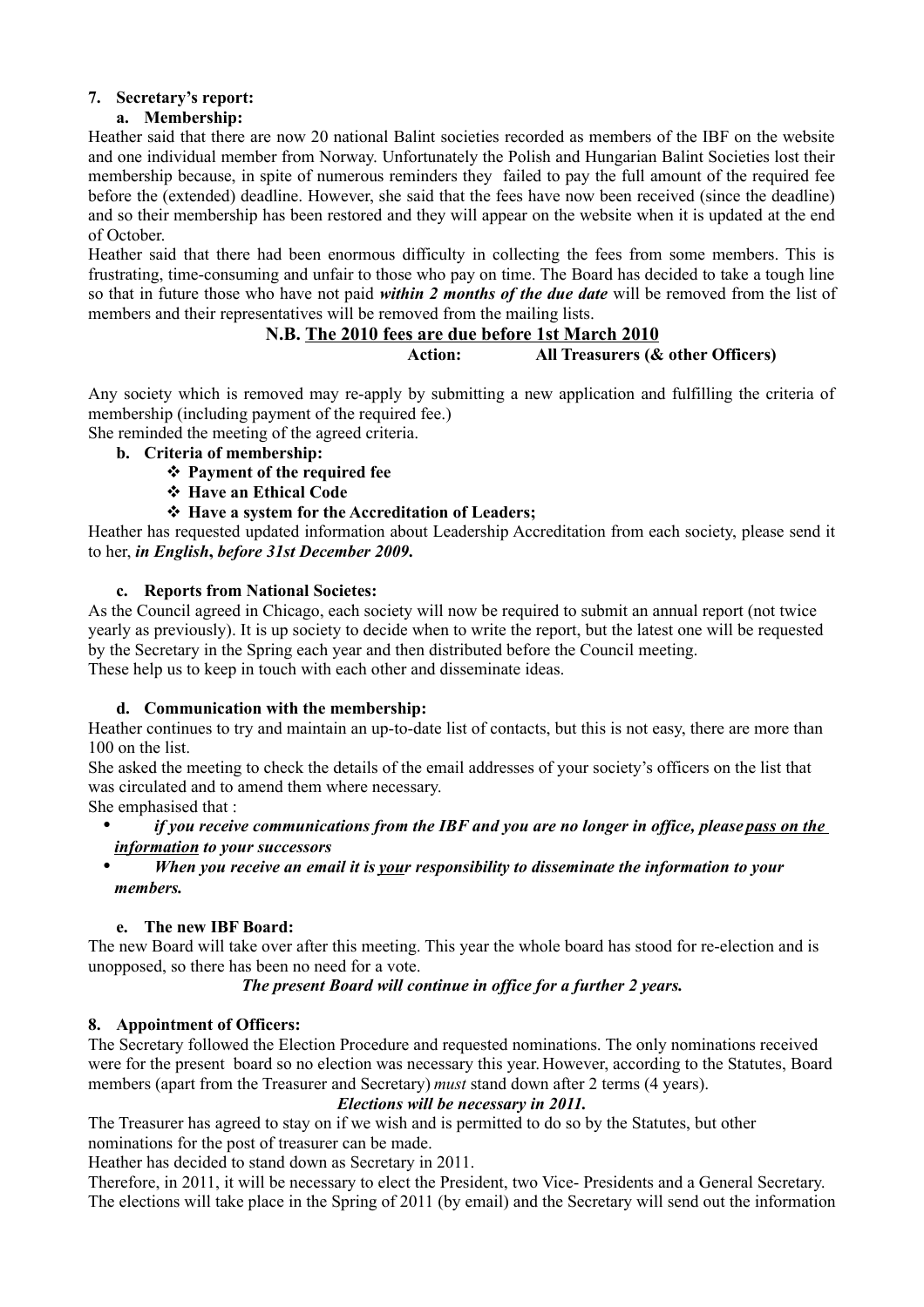## 7. Secretary's report:

### a. Membership:

Heather said that there are now 20 national Balint societies recorded as members of the IBF on the website and one individual member from Norway. Unfortunately the Polish and Hungarian Balint Societies lost their membership because, in spite of numerous reminders they failed to pay the full amount of the required fee before the (extended) deadline. However, she said that the fees have now been received (since the deadline) and so their membership has been restored and they will appear on the website when it is updated at the end of October.

Heather said that there had been enormous difficulty in collecting the fees from some members. This is frustrating, time-consuming and unfair to those who pay on time. The Board has decided to take a tough line so that in future those who have not paid ***within 2 months of the due date*** will be removed from the list of members and their representatives will be removed from the mailing lists.

**N.B. The 2010 fees are due before 1st March 2010**

**Action: All Treasurers (& other Officers)**

Any society which is removed may re-apply by submitting a new application and fulfilling the criteria of membership (including payment of the required fee.)

She reminded the meeting of the agreed criteria.

### b. Criteria of membership:

- **Payment of the required fee**
- **Have an Ethical Code**
- **Have a system for the Accreditation of Leaders;**

Heather has requested updated information about Leadership Accreditation from each society, please send it to her, ***in English*, *before 31st December 2009*.**

### c. Reports from National Societes:

As the Council agreed in Chicago, each society will now be required to submit an annual report (not twice yearly as previously). It is up society to decide when to write the report, but the latest one will be requested by the Secretary in the Spring each year and then distributed before the Council meeting.

These help us to keep in touch with each other and disseminate ideas.

### d. Communication with the membership:

Heather continues to try and maintain an up-to-date list of contacts, but this is not easy, there are more than 100 on the list.

She asked the meeting to check the details of the email addresses of your society's officers on the list that was circulated and to amend them where necessary.

She emphasised that :

- ***if you receive communications from the IBF and you are no longer in office, please pass on the information to your successors***
- ***When you receive an email it is your responsibility to disseminate the information to your members.***

### e. The new IBF Board:

The new Board will take over after this meeting. This year the whole board has stood for re-election and is unopposed, so there has been no need for a vote.

***The present Board will continue in office for a further 2 years.***

## 8. Appointment of Officers:

The Secretary followed the Election Procedure and requested nominations. The only nominations received were for the present board so no election was necessary this year. However, according to the Statutes, Board members (apart from the Treasurer and Secretary) *must* stand down after 2 terms (4 years).

***Elections will be necessary in 2011.***

The Treasurer has agreed to stay on if we wish and is permitted to do so by the Statutes, but other nominations for the post of treasurer can be made.

Heather has decided to stand down as Secretary in 2011.

Therefore, in 2011, it will be necessary to elect the President, two Vice- Presidents and a General Secretary. The elections will take place in the Spring of 2011 (by email) and the Secretary will send out the information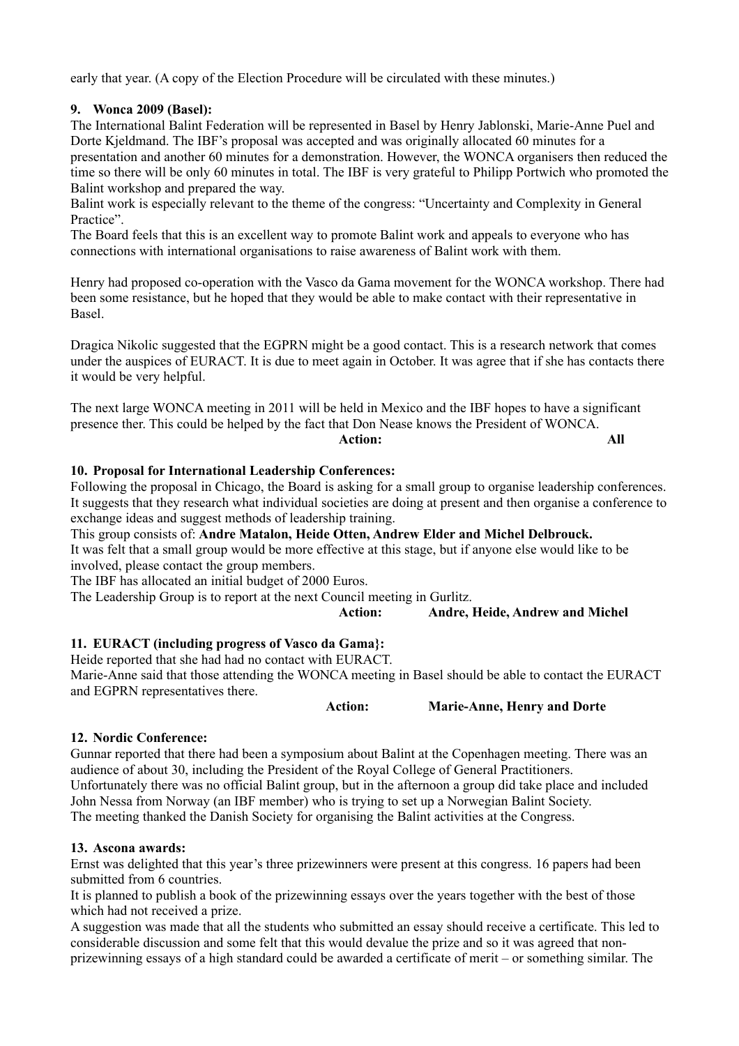early that year. (A copy of the Election Procedure will be circulated with these minutes.)

**9. Wonca 2009 (Basel):**

The International Balint Federation will be represented in Basel by Henry Jablonski, Marie-Anne Puel and Dorte Kjeldmand. The IBF's proposal was accepted and was originally allocated 60 minutes for a presentation and another 60 minutes for a demonstration. However, the WONCA organisers then reduced the time so there will be only 60 minutes in total. The IBF is very grateful to Philipp Portwich who promoted the Balint workshop and prepared the way.

Balint work is especially relevant to the theme of the congress: "Uncertainty and Complexity in General Practice".

The Board feels that this is an excellent way to promote Balint work and appeals to everyone who has connections with international organisations to raise awareness of Balint work with them.

Henry had proposed co-operation with the Vasco da Gama movement for the WONCA workshop. There had been some resistance, but he hoped that they would be able to make contact with their representative in Basel.

Dragica Nikolic suggested that the EGPRN might be a good contact. This is a research network that comes under the auspices of EURACT. It is due to meet again in October. It was agree that if she has contacts there it would be very helpful.

The next large WONCA meeting in 2011 will be held in Mexico and the IBF hopes to have a significant presence ther. This could be helped by the fact that Don Nease knows the President of WONCA.

**Action:** **All**

**10. Proposal for International Leadership Conferences:**

Following the proposal in Chicago, the Board is asking for a small group to organise leadership conferences. It suggests that they research what individual societies are doing at present and then organise a conference to exchange ideas and suggest methods of leadership training.

This group consists of: **Andre Matalon, Heide Otten, Andrew Elder and Michel Delbrouck.**

It was felt that a small group would be more effective at this stage, but if anyone else would like to be involved, please contact the group members.

The IBF has allocated an initial budget of 2000 Euros.

The Leadership Group is to report at the next Council meeting in Gurlitz.

**Action:** **Andre, Heide, Andrew and Michel**

**11. EURACT (including progress of Vasco da Gama}:**

Heide reported that she had had no contact with EURACT.

Marie-Anne said that those attending the WONCA meeting in Basel should be able to contact the EURACT and EGPRN representatives there.

**Action:** **Marie-Anne, Henry and Dorte**

**12. Nordic Conference:**

Gunnar reported that there had been a symposium about Balint at the Copenhagen meeting. There was an audience of about 30, including the President of the Royal College of General Practitioners.

Unfortunately there was no official Balint group, but in the afternoon a group did take place and included John Nessa from Norway (an IBF member) who is trying to set up a Norwegian Balint Society.

The meeting thanked the Danish Society for organising the Balint activities at the Congress.

**13. Ascona awards:**

Ernst was delighted that this year's three prizewinners were present at this congress. 16 papers had been submitted from 6 countries.

It is planned to publish a book of the prizewinning essays over the years together with the best of those which had not received a prize.

A suggestion was made that all the students who submitted an essay should receive a certificate. This led to considerable discussion and some felt that this would devalue the prize and so it was agreed that non-prizewinning essays of a high standard could be awarded a certificate of merit – or something similar. The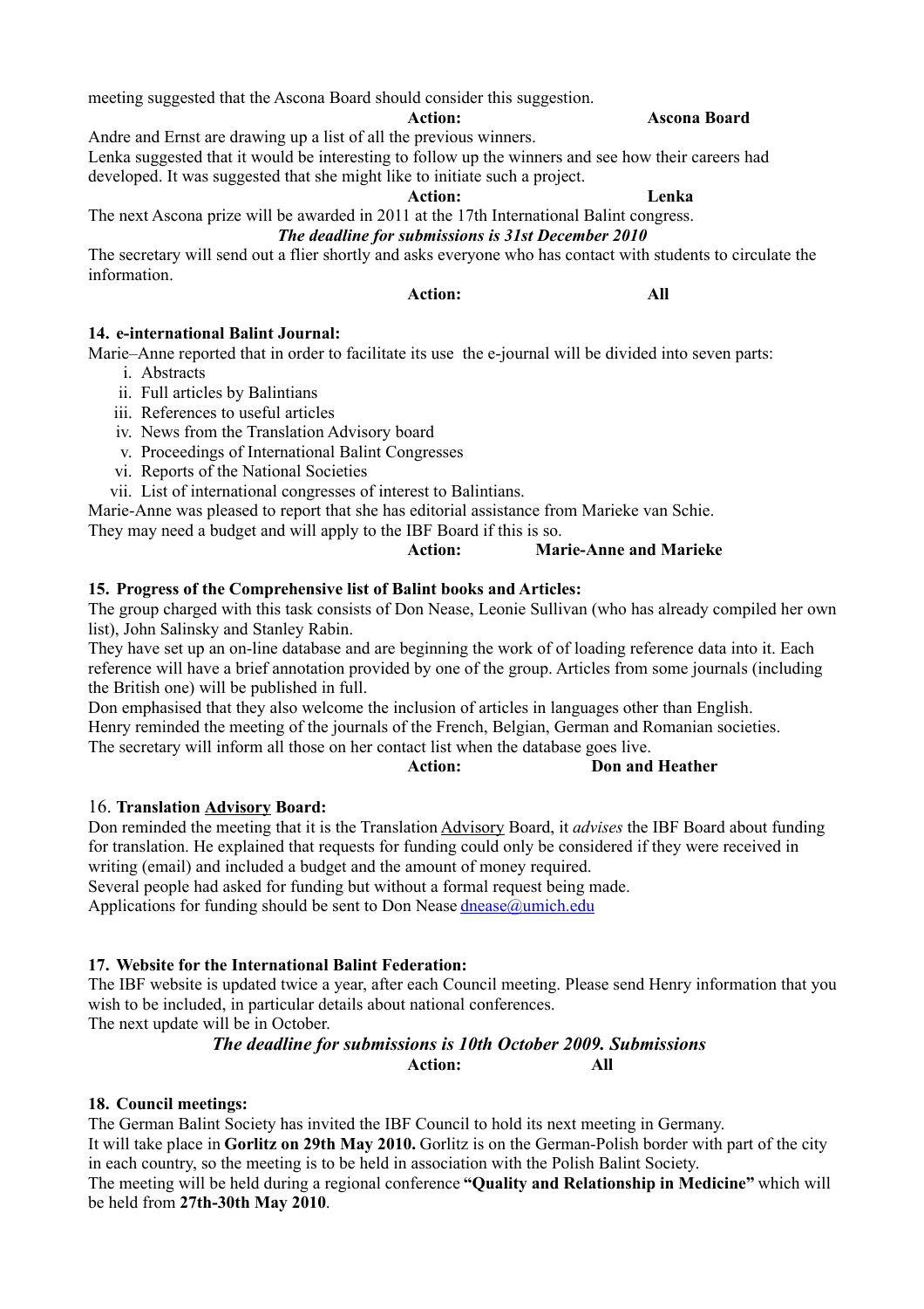meeting suggested that the Ascona Board should consider this suggestion.

**Action: Ascona Board**

Andre and Ernst are drawing up a list of all the previous winners.
Lenka suggested that it would be interesting to follow up the winners and see how their careers had developed. It was suggested that she might like to initiate such a project.

**Action: Lenka**

The next Ascona prize will be awarded in 2011 at the 17th International Balint congress.

***The deadline for submissions is 31st December 2010***

The secretary will send out a flier shortly and asks everyone who has contact with students to circulate the information.

**Action: All**

**14. e-international Balint Journal:**

Marie–Anne reported that in order to facilitate its use the e-journal will be divided into seven parts:

i. Abstracts
ii. Full articles by Balintians
iii. References to useful articles
iv. News from the Translation Advisory board
v. Proceedings of International Balint Congresses
vi. Reports of the National Societies
vii. List of international congresses of interest to Balintians.

Marie-Anne was pleased to report that she has editorial assistance from Marieke van Schie.
They may need a budget and will apply to the IBF Board if this is so.

**Action: Marie-Anne and Marieke**

**15. Progress of the Comprehensive list of Balint books and Articles:**

The group charged with this task consists of Don Nease, Leonie Sullivan (who has already compiled her own list), John Salinsky and Stanley Rabin.
They have set up an on-line database and are beginning the work of of loading reference data into it. Each reference will have a brief annotation provided by one of the group. Articles from some journals (including the British one) will be published in full.
Don emphasised that they also welcome the inclusion of articles in languages other than English.
Henry reminded the meeting of the journals of the French, Belgian, German and Romanian societies.
The secretary will inform all those on her contact list when the database goes live.

**Action: Don and Heather**

16. **Translation Advisory Board:**

Don reminded the meeting that it is the Translation Advisory Board, it *advises* the IBF Board about funding for translation. He explained that requests for funding could only be considered if they were received in writing (email) and included a budget and the amount of money required.
Several people had asked for funding but without a formal request being made.
Applications for funding should be sent to Don Nease dnease@umich.edu

**17. Website for the International Balint Federation:**

The IBF website is updated twice a year, after each Council meeting. Please send Henry information that you wish to be included, in particular details about national conferences.
The next update will be in October.

***The deadline for submissions is 10th October 2009. Submissions***

**Action: All**

**18. Council meetings:**

The German Balint Society has invited the IBF Council to hold its next meeting in Germany.
It will take place in **Gorlitz on 29th May 2010.** Gorlitz is on the German-Polish border with part of the city in each country, so the meeting is to be held in association with the Polish Balint Society.
The meeting will be held during a regional conference **"Quality and Relationship in Medicine"** which will be held from **27th-30th May 2010**.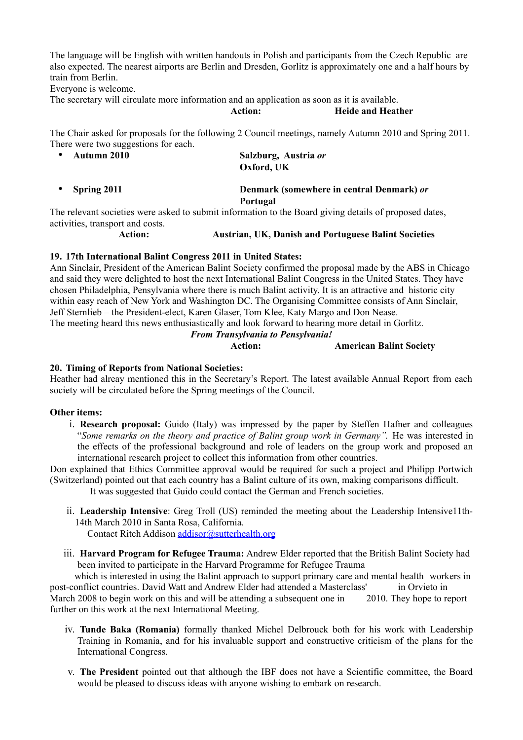The language will be English with written handouts in Polish and participants from the Czech Republic are also expected. The nearest airports are Berlin and Dresden, Gorlitz is approximately one and a half hours by train from Berlin.

Everyone is welcome.

The secretary will circulate more information and an application as soon as it is available.

**Action: Heide and Heather**

The Chair asked for proposals for the following 2 Council meetings, namely Autumn 2010 and Spring 2011. There were two suggestions for each.

- **Autumn 2010** — **Salzburg, Austria *or* Oxford, UK**
- **Spring 2011** — **Denmark (somewhere in central Denmark) *or* Portugal**

The relevant societies were asked to submit information to the Board giving details of proposed dates, activities, transport and costs.

**Action: Austrian, UK, Danish and Portuguese Balint Societies**

**19. 17th International Balint Congress 2011 in United States:**

Ann Sinclair, President of the American Balint Society confirmed the proposal made by the ABS in Chicago and said they were delighted to host the next International Balint Congress in the United States. They have chosen Philadelphia, Pensylvania where there is much Balint activity. It is an attractive and historic city within easy reach of New York and Washington DC. The Organising Committee consists of Ann Sinclair, Jeff Sternlieb – the President-elect, Karen Glaser, Tom Klee, Katy Margo and Don Nease.

The meeting heard this news enthusiastically and look forward to hearing more detail in Gorlitz.

***From Transylvania to Pensylvania!***

**Action: American Balint Society**

**20. Timing of Reports from National Societies:**

Heather had alreay mentioned this in the Secretary's Report. The latest available Annual Report from each society will be circulated before the Spring meetings of the Council.

**Other items:**

i. **Research proposal:** Guido (Italy) was impressed by the paper by Steffen Hafner and colleagues "*Some remarks on the theory and practice of Balint group work in Germany".* He was interested in the effects of the professional background and role of leaders on the group work and proposed an international research project to collect this information from other countries.

Don explained that Ethics Committee approval would be required for such a project and Philipp Portwich (Switzerland) pointed out that each country has a Balint culture of its own, making comparisons difficult.

It was suggested that Guido could contact the German and French societies.

ii. **Leadership Intensive**: Greg Troll (US) reminded the meeting about the Leadership Intensive11th-14th March 2010 in Santa Rosa, California.

Contact Ritch Addison addisor@sutterhealth.org

iii. **Harvard Program for Refugee Trauma:** Andrew Elder reported that the British Balint Society had been invited to participate in the Harvard Programme for Refugee Trauma which is interested in using the Balint approach to support primary care and mental health workers in post-conflict countries. David Watt and Andrew Elder had attended a Masterclass' in Orvieto in March 2008 to begin work on this and will be attending a subsequent one in 2010. They hope to report further on this work at the next International Meeting.

iv. **Tunde Baka (Romania)** formally thanked Michel Delbrouck both for his work with Leadership Training in Romania, and for his invaluable support and constructive criticism of the plans for the International Congress.

v. **The President** pointed out that although the IBF does not have a Scientific committee, the Board would be pleased to discuss ideas with anyone wishing to embark on research.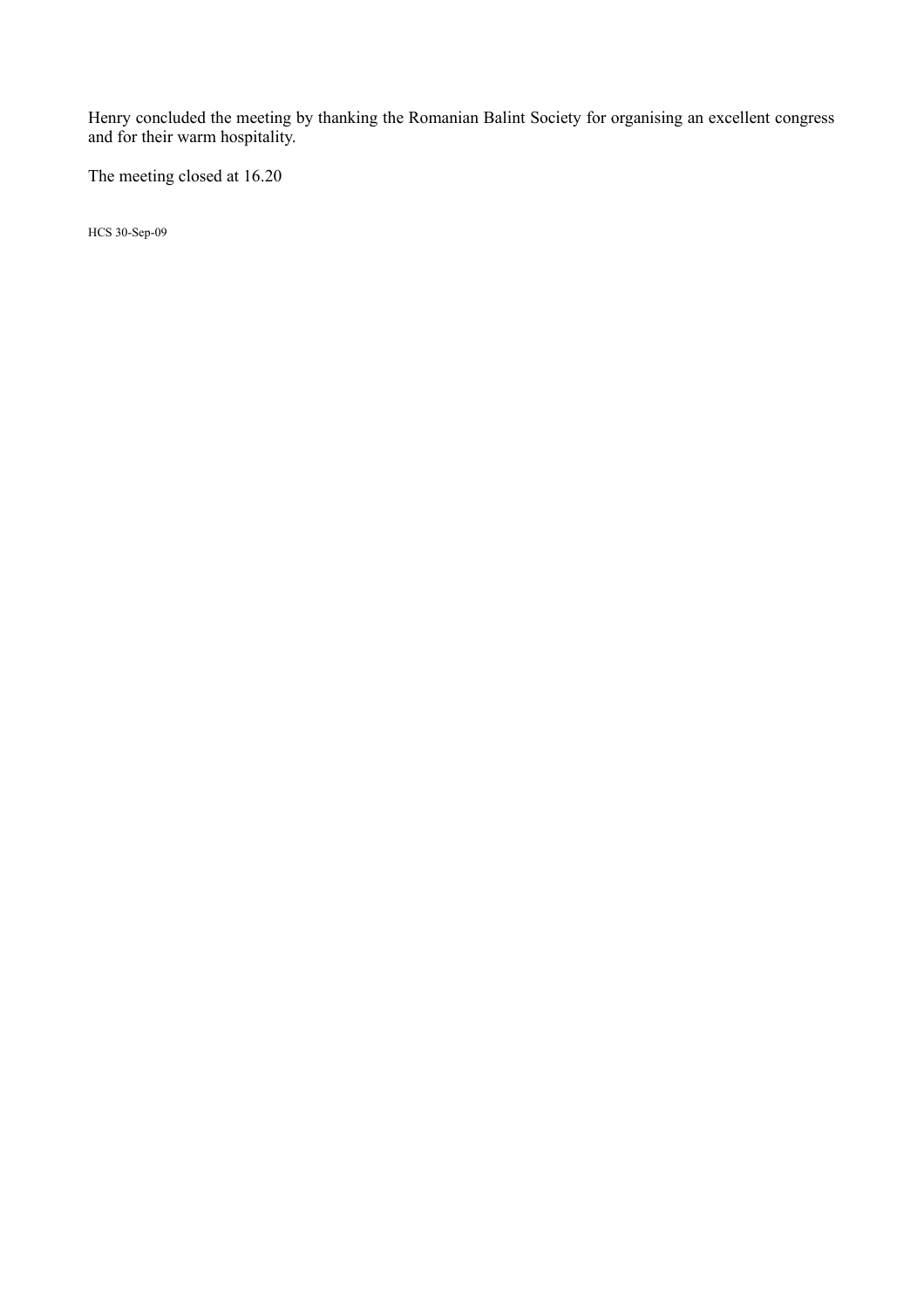Henry concluded the meeting by thanking the Romanian Balint Society for organising an excellent congress and for their warm hospitality.

The meeting closed at 16.20

HCS 30-Sep-09